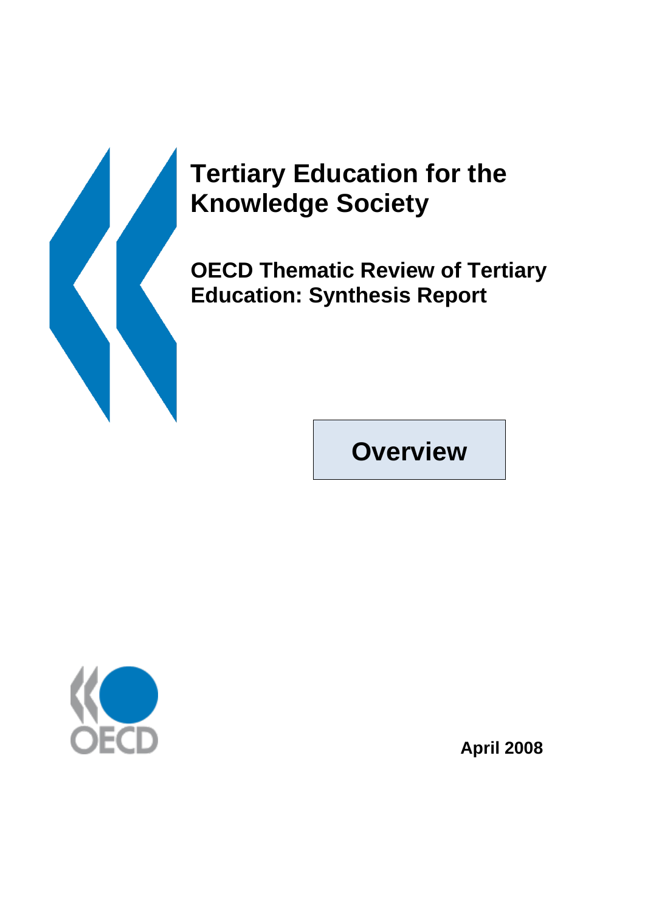# Tertiary Education for the Knowledge Society

## OECD Thematic Review of Tertiary Education: Synthesis Report

**Overview**

OECD

**April 2008**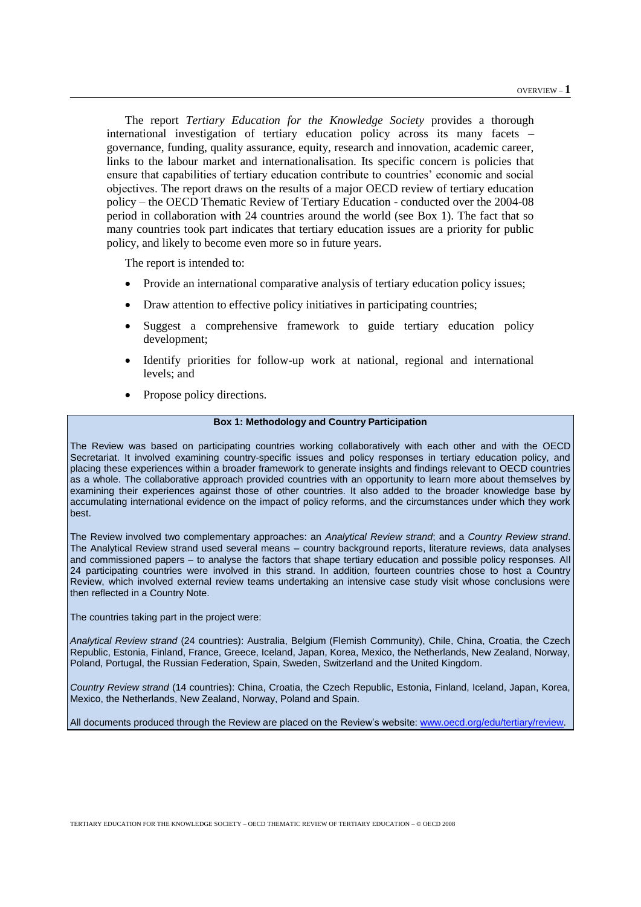The report *Tertiary Education for the Knowledge Society* provides a thorough international investigation of tertiary education policy across its many facets – governance, funding, quality assurance, equity, research and innovation, academic career, links to the labour market and internationalisation. Its specific concern is policies that ensure that capabilities of tertiary education contribute to countries' economic and social objectives. The report draws on the results of a major OECD review of tertiary education policy – the OECD Thematic Review of Tertiary Education - conducted over the 2004-08 period in collaboration with 24 countries around the world (see Box 1). The fact that so many countries took part indicates that tertiary education issues are a priority for public policy, and likely to become even more so in future years.

The report is intended to:

- Provide an international comparative analysis of tertiary education policy issues;
- Draw attention to effective policy initiatives in participating countries;
- Suggest a comprehensive framework to guide tertiary education policy development;
- Identify priorities for follow-up work at national, regional and international levels; and
- Propose policy directions.

**Box 1: Methodology and Country Participation**

The Review was based on participating countries working collaboratively with each other and with the OECD Secretariat. It involved examining country-specific issues and policy responses in tertiary education policy, and placing these experiences within a broader framework to generate insights and findings relevant to OECD countries as a whole. The collaborative approach provided countries with an opportunity to learn more about themselves by examining their experiences against those of other countries. It also added to the broader knowledge base by accumulating international evidence on the impact of policy reforms, and the circumstances under which they work best.

The Review involved two complementary approaches: an *Analytical Review strand*; and a *Country Review strand*. The Analytical Review strand used several means – country background reports, literature reviews, data analyses and commissioned papers – to analyse the factors that shape tertiary education and possible policy responses. All 24 participating countries were involved in this strand. In addition, fourteen countries chose to host a Country Review, which involved external review teams undertaking an intensive case study visit whose conclusions were then reflected in a Country Note.

The countries taking part in the project were:

*Analytical Review strand* (24 countries): Australia, Belgium (Flemish Community), Chile, China, Croatia, the Czech Republic, Estonia, Finland, France, Greece, Iceland, Japan, Korea, Mexico, the Netherlands, New Zealand, Norway, Poland, Portugal, the Russian Federation, Spain, Sweden, Switzerland and the United Kingdom.

*Country Review strand* (14 countries): China, Croatia, the Czech Republic, Estonia, Finland, Iceland, Japan, Korea, Mexico, the Netherlands, New Zealand, Norway, Poland and Spain.

All documents produced through the Review are placed on the Review's website: www.oecd.org/edu/tertiary/review.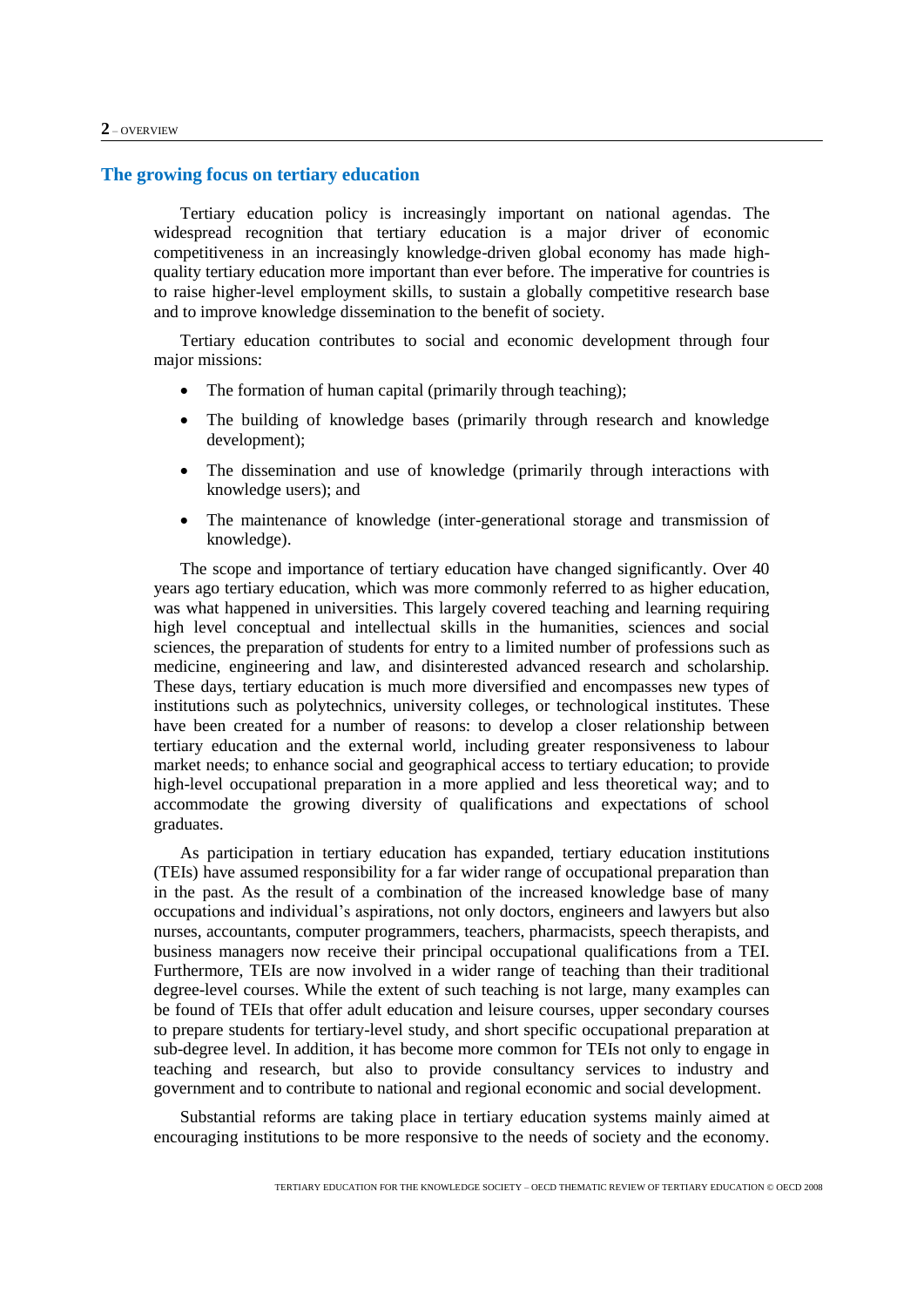## The growing focus on tertiary education

Tertiary education policy is increasingly important on national agendas. The widespread recognition that tertiary education is a major driver of economic competitiveness in an increasingly knowledge-driven global economy has made high-quality tertiary education more important than ever before. The imperative for countries is to raise higher-level employment skills, to sustain a globally competitive research base and to improve knowledge dissemination to the benefit of society.

Tertiary education contributes to social and economic development through four major missions:

- The formation of human capital (primarily through teaching);
- The building of knowledge bases (primarily through research and knowledge development);
- The dissemination and use of knowledge (primarily through interactions with knowledge users); and
- The maintenance of knowledge (inter-generational storage and transmission of knowledge).

The scope and importance of tertiary education have changed significantly. Over 40 years ago tertiary education, which was more commonly referred to as higher education, was what happened in universities. This largely covered teaching and learning requiring high level conceptual and intellectual skills in the humanities, sciences and social sciences, the preparation of students for entry to a limited number of professions such as medicine, engineering and law, and disinterested advanced research and scholarship. These days, tertiary education is much more diversified and encompasses new types of institutions such as polytechnics, university colleges, or technological institutes. These have been created for a number of reasons: to develop a closer relationship between tertiary education and the external world, including greater responsiveness to labour market needs; to enhance social and geographical access to tertiary education; to provide high-level occupational preparation in a more applied and less theoretical way; and to accommodate the growing diversity of qualifications and expectations of school graduates.

As participation in tertiary education has expanded, tertiary education institutions (TEIs) have assumed responsibility for a far wider range of occupational preparation than in the past. As the result of a combination of the increased knowledge base of many occupations and individual's aspirations, not only doctors, engineers and lawyers but also nurses, accountants, computer programmers, teachers, pharmacists, speech therapists, and business managers now receive their principal occupational qualifications from a TEI. Furthermore, TEIs are now involved in a wider range of teaching than their traditional degree-level courses. While the extent of such teaching is not large, many examples can be found of TEIs that offer adult education and leisure courses, upper secondary courses to prepare students for tertiary-level study, and short specific occupational preparation at sub-degree level. In addition, it has become more common for TEIs not only to engage in teaching and research, but also to provide consultancy services to industry and government and to contribute to national and regional economic and social development.

Substantial reforms are taking place in tertiary education systems mainly aimed at encouraging institutions to be more responsive to the needs of society and the economy.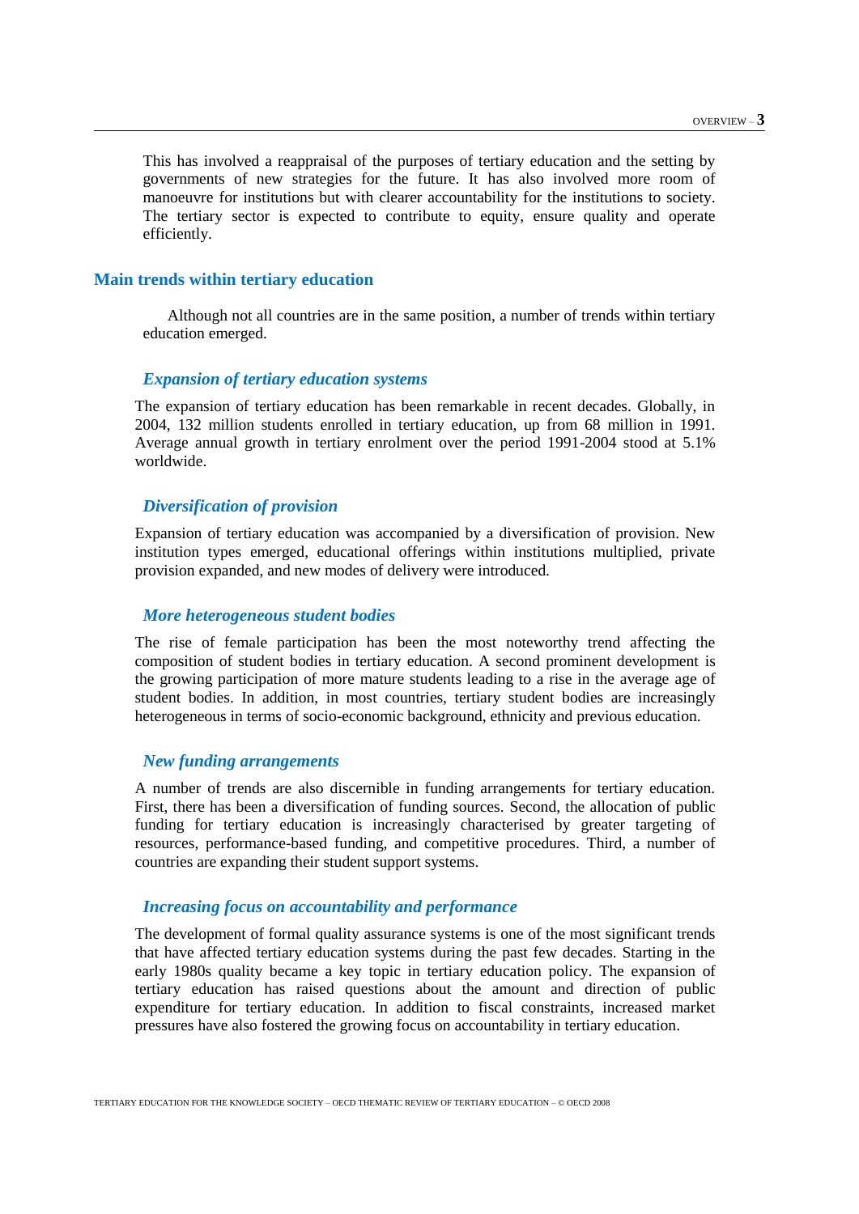This has involved a reappraisal of the purposes of tertiary education and the setting by governments of new strategies for the future. It has also involved more room of manoeuvre for institutions but with clearer accountability for the institutions to society. The tertiary sector is expected to contribute to equity, ensure quality and operate efficiently.

## Main trends within tertiary education

Although not all countries are in the same position, a number of trends within tertiary education emerged.

### *Expansion of tertiary education systems*

The expansion of tertiary education has been remarkable in recent decades. Globally, in 2004, 132 million students enrolled in tertiary education, up from 68 million in 1991. Average annual growth in tertiary enrolment over the period 1991-2004 stood at 5.1% worldwide.

### *Diversification of provision*

Expansion of tertiary education was accompanied by a diversification of provision. New institution types emerged, educational offerings within institutions multiplied, private provision expanded, and new modes of delivery were introduced.

### *More heterogeneous student bodies*

The rise of female participation has been the most noteworthy trend affecting the composition of student bodies in tertiary education. A second prominent development is the growing participation of more mature students leading to a rise in the average age of student bodies. In addition, in most countries, tertiary student bodies are increasingly heterogeneous in terms of socio-economic background, ethnicity and previous education.

### *New funding arrangements*

A number of trends are also discernible in funding arrangements for tertiary education. First, there has been a diversification of funding sources. Second, the allocation of public funding for tertiary education is increasingly characterised by greater targeting of resources, performance-based funding, and competitive procedures. Third, a number of countries are expanding their student support systems.

### *Increasing focus on accountability and performance*

The development of formal quality assurance systems is one of the most significant trends that have affected tertiary education systems during the past few decades. Starting in the early 1980s quality became a key topic in tertiary education policy. The expansion of tertiary education has raised questions about the amount and direction of public expenditure for tertiary education. In addition to fiscal constraints, increased market pressures have also fostered the growing focus on accountability in tertiary education.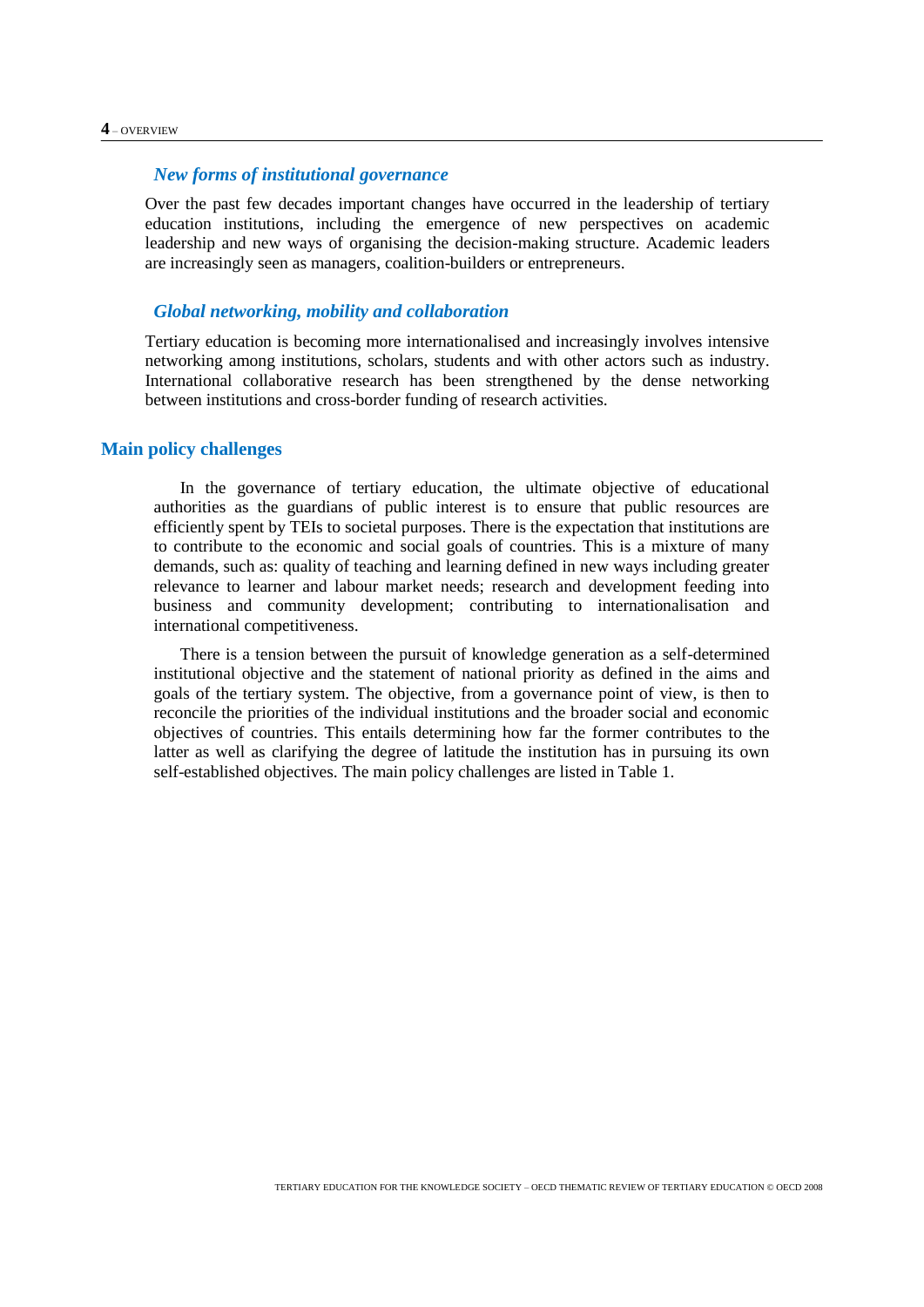### *New forms of institutional governance*

Over the past few decades important changes have occurred in the leadership of tertiary education institutions, including the emergence of new perspectives on academic leadership and new ways of organising the decision-making structure. Academic leaders are increasingly seen as managers, coalition-builders or entrepreneurs.

### *Global networking, mobility and collaboration*

Tertiary education is becoming more internationalised and increasingly involves intensive networking among institutions, scholars, students and with other actors such as industry. International collaborative research has been strengthened by the dense networking between institutions and cross-border funding of research activities.

## Main policy challenges

In the governance of tertiary education, the ultimate objective of educational authorities as the guardians of public interest is to ensure that public resources are efficiently spent by TEIs to societal purposes. There is the expectation that institutions are to contribute to the economic and social goals of countries. This is a mixture of many demands, such as: quality of teaching and learning defined in new ways including greater relevance to learner and labour market needs; research and development feeding into business and community development; contributing to internationalisation and international competitiveness.

There is a tension between the pursuit of knowledge generation as a self-determined institutional objective and the statement of national priority as defined in the aims and goals of the tertiary system. The objective, from a governance point of view, is then to reconcile the priorities of the individual institutions and the broader social and economic objectives of countries. This entails determining how far the former contributes to the latter as well as clarifying the degree of latitude the institution has in pursuing its own self-established objectives. The main policy challenges are listed in Table 1.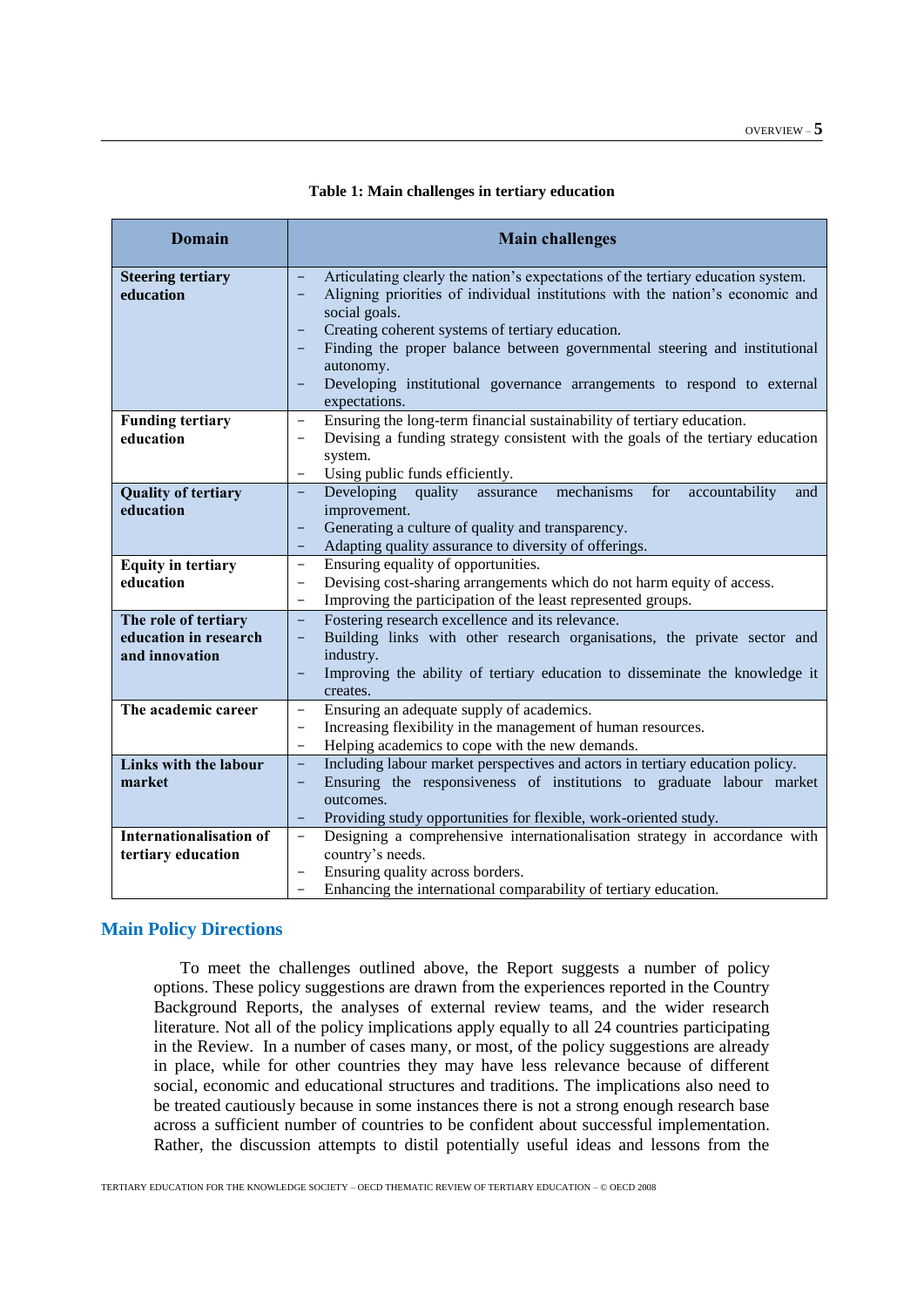**Table 1: Main challenges in tertiary education**

| Domain | Main challenges |
|---|---|
| **Steering tertiary education** | – Articulating clearly the nation's expectations of the tertiary education system.<br>– Aligning priorities of individual institutions with the nation's economic and social goals.<br>– Creating coherent systems of tertiary education.<br>– Finding the proper balance between governmental steering and institutional autonomy.<br>– Developing institutional governance arrangements to respond to external expectations. |
| **Funding tertiary education** | – Ensuring the long-term financial sustainability of tertiary education.<br>– Devising a funding strategy consistent with the goals of the tertiary education system.<br>– Using public funds efficiently. |
| **Quality of tertiary education** | – Developing quality assurance mechanisms for accountability and improvement.<br>– Generating a culture of quality and transparency.<br>– Adapting quality assurance to diversity of offerings. |
| **Equity in tertiary education** | – Ensuring equality of opportunities.<br>– Devising cost-sharing arrangements which do not harm equity of access.<br>– Improving the participation of the least represented groups. |
| **The role of tertiary education in research and innovation** | – Fostering research excellence and its relevance.<br>– Building links with other research organisations, the private sector and industry.<br>– Improving the ability of tertiary education to disseminate the knowledge it creates. |
| **The academic career** | – Ensuring an adequate supply of academics.<br>– Increasing flexibility in the management of human resources.<br>– Helping academics to cope with the new demands. |
| **Links with the labour market** | – Including labour market perspectives and actors in tertiary education policy.<br>– Ensuring the responsiveness of institutions to graduate labour market outcomes.<br>– Providing study opportunities for flexible, work-oriented study. |
| **Internationalisation of tertiary education** | – Designing a comprehensive internationalisation strategy in accordance with country's needs.<br>– Ensuring quality across borders.<br>– Enhancing the international comparability of tertiary education. |

## Main Policy Directions

To meet the challenges outlined above, the Report suggests a number of policy options. These policy suggestions are drawn from the experiences reported in the Country Background Reports, the analyses of external review teams, and the wider research literature. Not all of the policy implications apply equally to all 24 countries participating in the Review. In a number of cases many, or most, of the policy suggestions are already in place, while for other countries they may have less relevance because of different social, economic and educational structures and traditions. The implications also need to be treated cautiously because in some instances there is not a strong enough research base across a sufficient number of countries to be confident about successful implementation. Rather, the discussion attempts to distil potentially useful ideas and lessons from the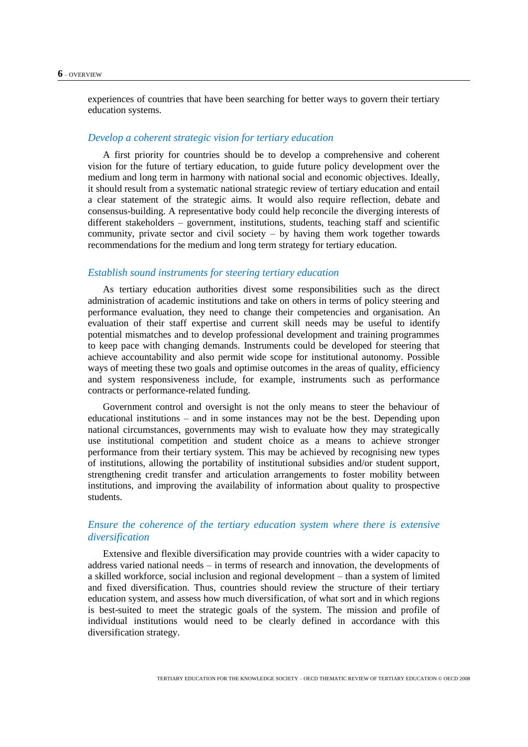experiences of countries that have been searching for better ways to govern their tertiary education systems.

### *Develop a coherent strategic vision for tertiary education*

A first priority for countries should be to develop a comprehensive and coherent vision for the future of tertiary education, to guide future policy development over the medium and long term in harmony with national social and economic objectives. Ideally, it should result from a systematic national strategic review of tertiary education and entail a clear statement of the strategic aims. It would also require reflection, debate and consensus-building. A representative body could help reconcile the diverging interests of different stakeholders – government, institutions, students, teaching staff and scientific community, private sector and civil society – by having them work together towards recommendations for the medium and long term strategy for tertiary education.

### *Establish sound instruments for steering tertiary education*

As tertiary education authorities divest some responsibilities such as the direct administration of academic institutions and take on others in terms of policy steering and performance evaluation, they need to change their competencies and organisation. An evaluation of their staff expertise and current skill needs may be useful to identify potential mismatches and to develop professional development and training programmes to keep pace with changing demands. Instruments could be developed for steering that achieve accountability and also permit wide scope for institutional autonomy. Possible ways of meeting these two goals and optimise outcomes in the areas of quality, efficiency and system responsiveness include, for example, instruments such as performance contracts or performance-related funding.

Government control and oversight is not the only means to steer the behaviour of educational institutions – and in some instances may not be the best. Depending upon national circumstances, governments may wish to evaluate how they may strategically use institutional competition and student choice as a means to achieve stronger performance from their tertiary system. This may be achieved by recognising new types of institutions, allowing the portability of institutional subsidies and/or student support, strengthening credit transfer and articulation arrangements to foster mobility between institutions, and improving the availability of information about quality to prospective students.

### *Ensure the coherence of the tertiary education system where there is extensive diversification*

Extensive and flexible diversification may provide countries with a wider capacity to address varied national needs – in terms of research and innovation, the developments of a skilled workforce, social inclusion and regional development – than a system of limited and fixed diversification. Thus, countries should review the structure of their tertiary education system, and assess how much diversification, of what sort and in which regions is best-suited to meet the strategic goals of the system. The mission and profile of individual institutions would need to be clearly defined in accordance with this diversification strategy.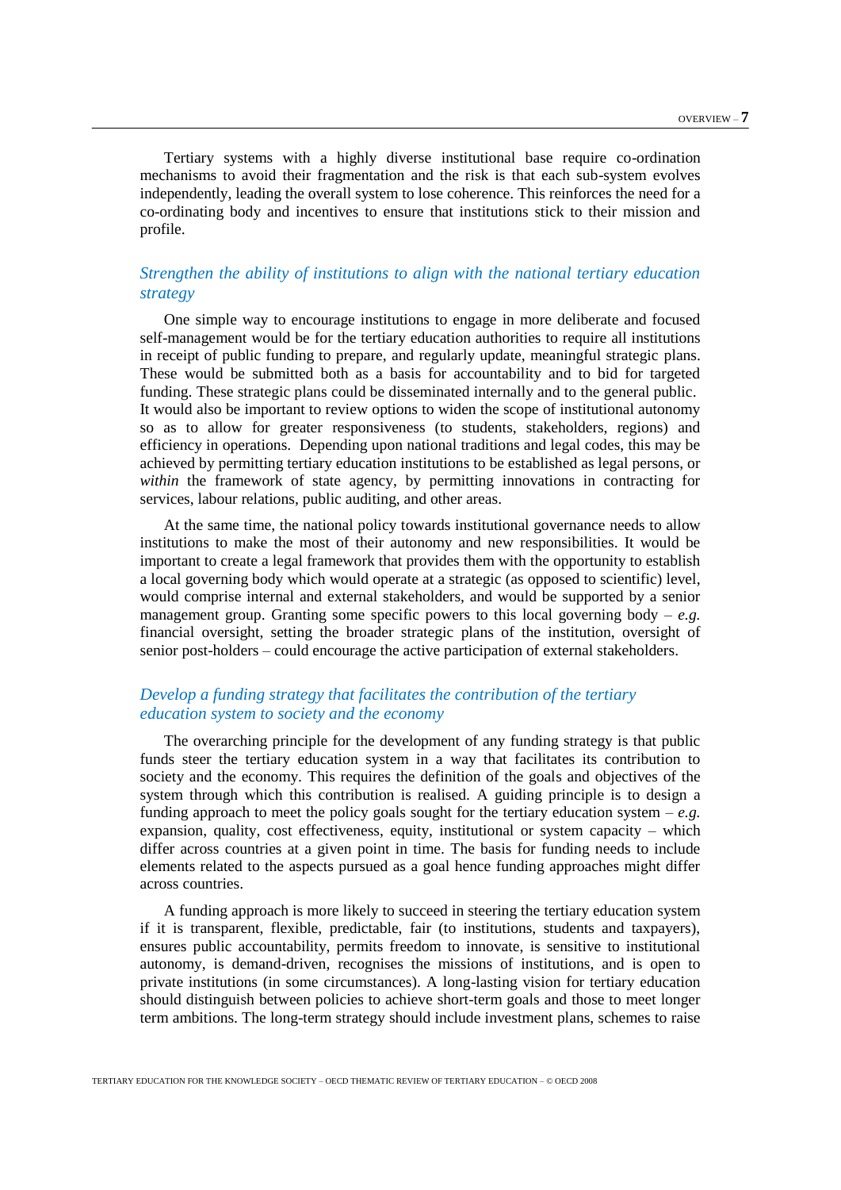Tertiary systems with a highly diverse institutional base require co-ordination mechanisms to avoid their fragmentation and the risk is that each sub-system evolves independently, leading the overall system to lose coherence. This reinforces the need for a co-ordinating body and incentives to ensure that institutions stick to their mission and profile.

### *Strengthen the ability of institutions to align with the national tertiary education strategy*

One simple way to encourage institutions to engage in more deliberate and focused self-management would be for the tertiary education authorities to require all institutions in receipt of public funding to prepare, and regularly update, meaningful strategic plans. These would be submitted both as a basis for accountability and to bid for targeted funding. These strategic plans could be disseminated internally and to the general public. It would also be important to review options to widen the scope of institutional autonomy so as to allow for greater responsiveness (to students, stakeholders, regions) and efficiency in operations. Depending upon national traditions and legal codes, this may be achieved by permitting tertiary education institutions to be established as legal persons, or *within* the framework of state agency, by permitting innovations in contracting for services, labour relations, public auditing, and other areas.

At the same time, the national policy towards institutional governance needs to allow institutions to make the most of their autonomy and new responsibilities. It would be important to create a legal framework that provides them with the opportunity to establish a local governing body which would operate at a strategic (as opposed to scientific) level, would comprise internal and external stakeholders, and would be supported by a senior management group. Granting some specific powers to this local governing body – *e.g.* financial oversight, setting the broader strategic plans of the institution, oversight of senior post-holders – could encourage the active participation of external stakeholders.

### *Develop a funding strategy that facilitates the contribution of the tertiary education system to society and the economy*

The overarching principle for the development of any funding strategy is that public funds steer the tertiary education system in a way that facilitates its contribution to society and the economy. This requires the definition of the goals and objectives of the system through which this contribution is realised. A guiding principle is to design a funding approach to meet the policy goals sought for the tertiary education system – *e.g.* expansion, quality, cost effectiveness, equity, institutional or system capacity – which differ across countries at a given point in time. The basis for funding needs to include elements related to the aspects pursued as a goal hence funding approaches might differ across countries.

A funding approach is more likely to succeed in steering the tertiary education system if it is transparent, flexible, predictable, fair (to institutions, students and taxpayers), ensures public accountability, permits freedom to innovate, is sensitive to institutional autonomy, is demand-driven, recognises the missions of institutions, and is open to private institutions (in some circumstances). A long-lasting vision for tertiary education should distinguish between policies to achieve short-term goals and those to meet longer term ambitions. The long-term strategy should include investment plans, schemes to raise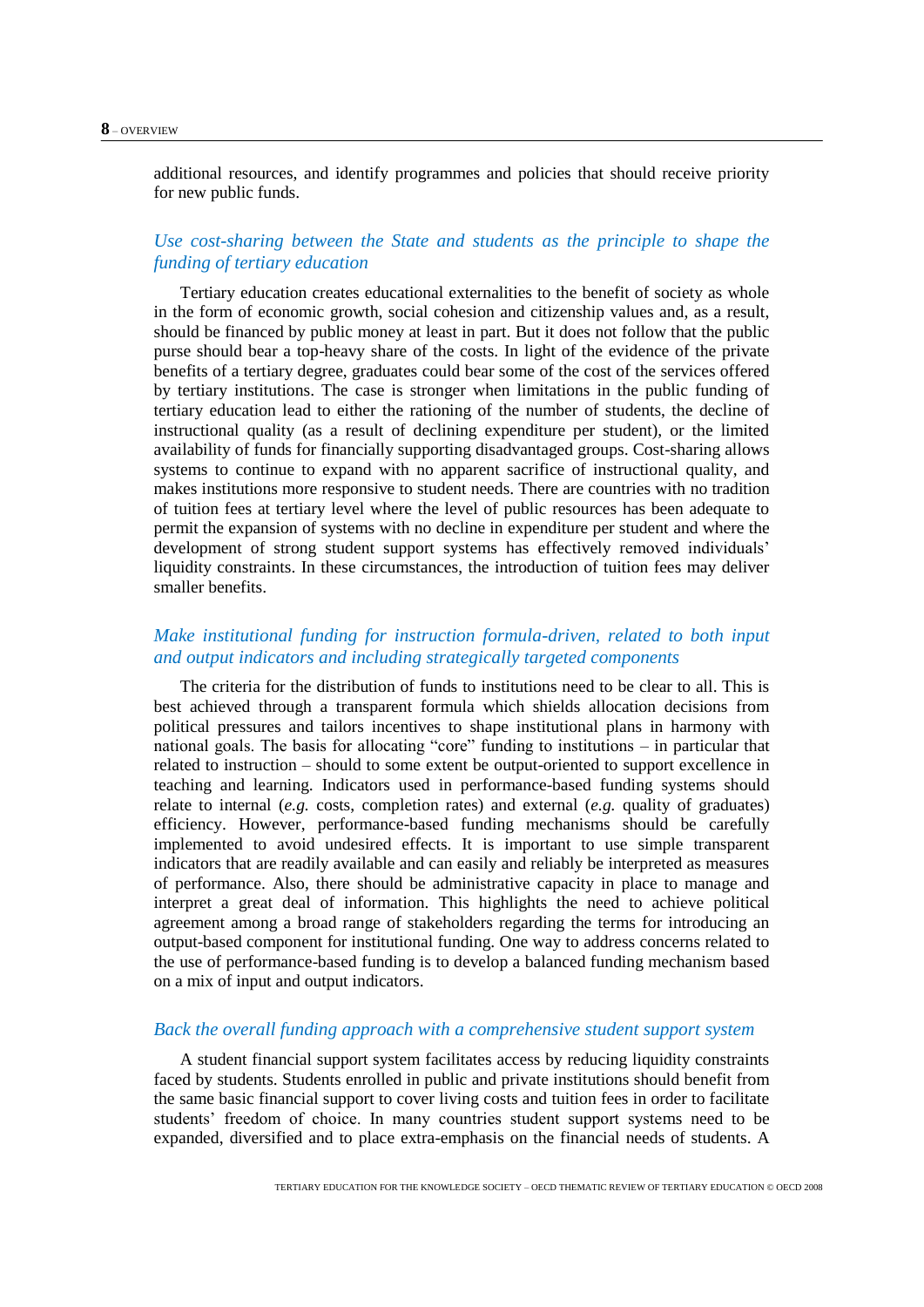additional resources, and identify programmes and policies that should receive priority for new public funds.

### *Use cost-sharing between the State and students as the principle to shape the funding of tertiary education*

Tertiary education creates educational externalities to the benefit of society as whole in the form of economic growth, social cohesion and citizenship values and, as a result, should be financed by public money at least in part. But it does not follow that the public purse should bear a top-heavy share of the costs. In light of the evidence of the private benefits of a tertiary degree, graduates could bear some of the cost of the services offered by tertiary institutions. The case is stronger when limitations in the public funding of tertiary education lead to either the rationing of the number of students, the decline of instructional quality (as a result of declining expenditure per student), or the limited availability of funds for financially supporting disadvantaged groups. Cost-sharing allows systems to continue to expand with no apparent sacrifice of instructional quality, and makes institutions more responsive to student needs. There are countries with no tradition of tuition fees at tertiary level where the level of public resources has been adequate to permit the expansion of systems with no decline in expenditure per student and where the development of strong student support systems has effectively removed individuals' liquidity constraints. In these circumstances, the introduction of tuition fees may deliver smaller benefits.

### *Make institutional funding for instruction formula-driven, related to both input and output indicators and including strategically targeted components*

The criteria for the distribution of funds to institutions need to be clear to all. This is best achieved through a transparent formula which shields allocation decisions from political pressures and tailors incentives to shape institutional plans in harmony with national goals. The basis for allocating "core" funding to institutions – in particular that related to instruction – should to some extent be output-oriented to support excellence in teaching and learning. Indicators used in performance-based funding systems should relate to internal (*e.g.* costs, completion rates) and external (*e.g.* quality of graduates) efficiency. However, performance-based funding mechanisms should be carefully implemented to avoid undesired effects. It is important to use simple transparent indicators that are readily available and can easily and reliably be interpreted as measures of performance. Also, there should be administrative capacity in place to manage and interpret a great deal of information. This highlights the need to achieve political agreement among a broad range of stakeholders regarding the terms for introducing an output-based component for institutional funding. One way to address concerns related to the use of performance-based funding is to develop a balanced funding mechanism based on a mix of input and output indicators.

### *Back the overall funding approach with a comprehensive student support system*

A student financial support system facilitates access by reducing liquidity constraints faced by students. Students enrolled in public and private institutions should benefit from the same basic financial support to cover living costs and tuition fees in order to facilitate students' freedom of choice. In many countries student support systems need to be expanded, diversified and to place extra-emphasis on the financial needs of students. A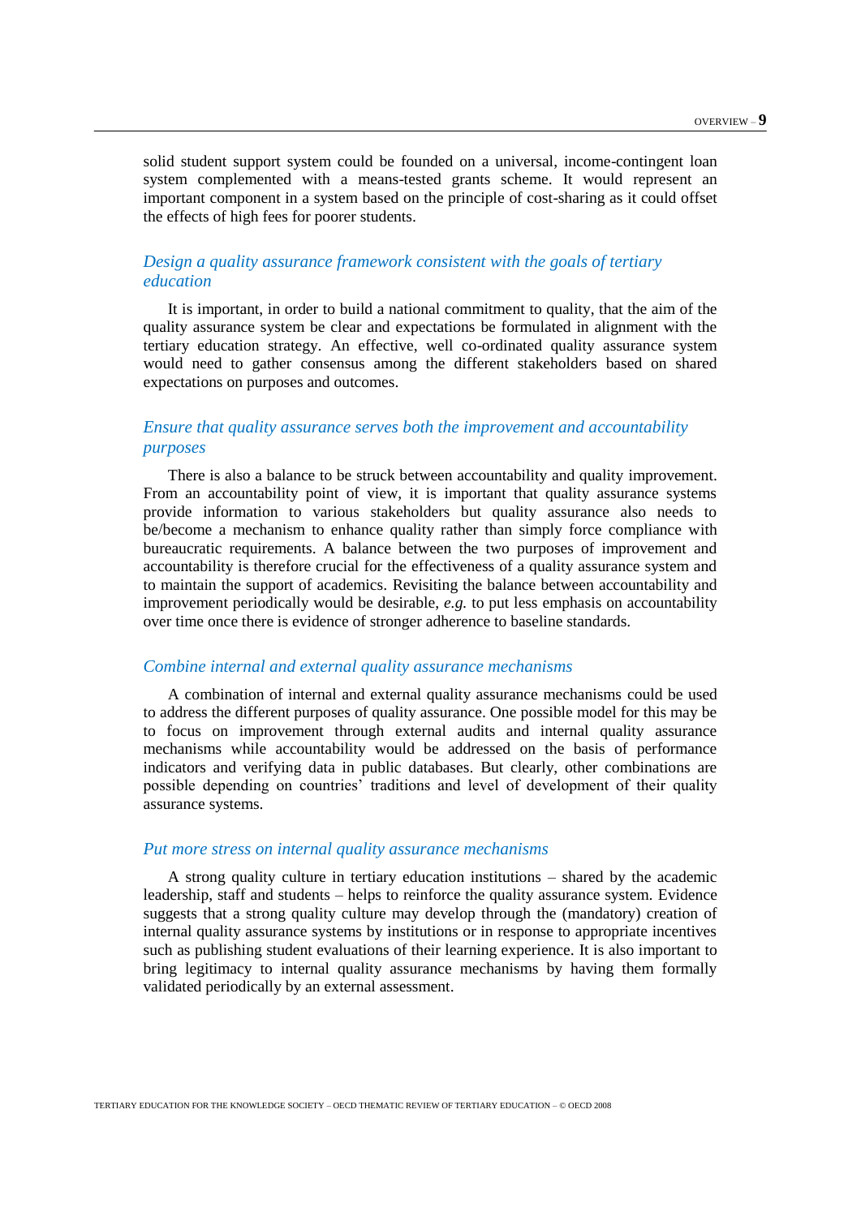solid student support system could be founded on a universal, income-contingent loan system complemented with a means-tested grants scheme. It would represent an important component in a system based on the principle of cost-sharing as it could offset the effects of high fees for poorer students.

### *Design a quality assurance framework consistent with the goals of tertiary education*

It is important, in order to build a national commitment to quality, that the aim of the quality assurance system be clear and expectations be formulated in alignment with the tertiary education strategy. An effective, well co-ordinated quality assurance system would need to gather consensus among the different stakeholders based on shared expectations on purposes and outcomes.

### *Ensure that quality assurance serves both the improvement and accountability purposes*

There is also a balance to be struck between accountability and quality improvement. From an accountability point of view, it is important that quality assurance systems provide information to various stakeholders but quality assurance also needs to be/become a mechanism to enhance quality rather than simply force compliance with bureaucratic requirements. A balance between the two purposes of improvement and accountability is therefore crucial for the effectiveness of a quality assurance system and to maintain the support of academics. Revisiting the balance between accountability and improvement periodically would be desirable, *e.g.* to put less emphasis on accountability over time once there is evidence of stronger adherence to baseline standards.

### *Combine internal and external quality assurance mechanisms*

A combination of internal and external quality assurance mechanisms could be used to address the different purposes of quality assurance. One possible model for this may be to focus on improvement through external audits and internal quality assurance mechanisms while accountability would be addressed on the basis of performance indicators and verifying data in public databases. But clearly, other combinations are possible depending on countries' traditions and level of development of their quality assurance systems.

### *Put more stress on internal quality assurance mechanisms*

A strong quality culture in tertiary education institutions – shared by the academic leadership, staff and students – helps to reinforce the quality assurance system. Evidence suggests that a strong quality culture may develop through the (mandatory) creation of internal quality assurance systems by institutions or in response to appropriate incentives such as publishing student evaluations of their learning experience. It is also important to bring legitimacy to internal quality assurance mechanisms by having them formally validated periodically by an external assessment.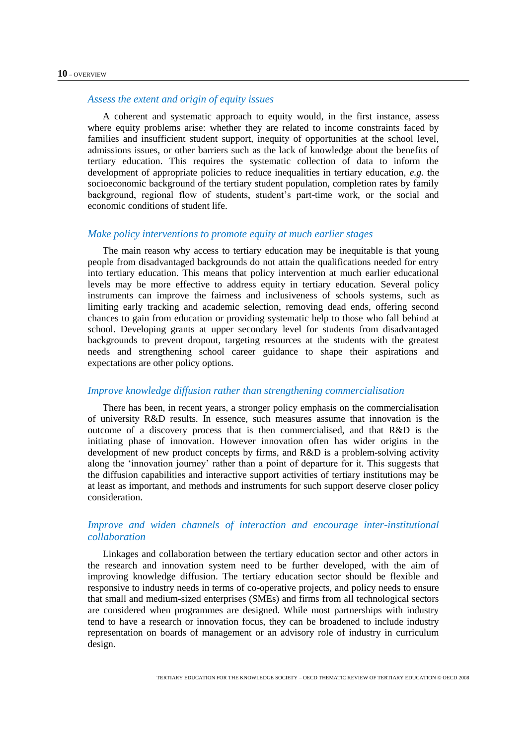### *Assess the extent and origin of equity issues*

A coherent and systematic approach to equity would, in the first instance, assess where equity problems arise: whether they are related to income constraints faced by families and insufficient student support, inequity of opportunities at the school level, admissions issues, or other barriers such as the lack of knowledge about the benefits of tertiary education. This requires the systematic collection of data to inform the development of appropriate policies to reduce inequalities in tertiary education, *e.g.* the socioeconomic background of the tertiary student population, completion rates by family background, regional flow of students, student's part-time work, or the social and economic conditions of student life.

### *Make policy interventions to promote equity at much earlier stages*

The main reason why access to tertiary education may be inequitable is that young people from disadvantaged backgrounds do not attain the qualifications needed for entry into tertiary education. This means that policy intervention at much earlier educational levels may be more effective to address equity in tertiary education. Several policy instruments can improve the fairness and inclusiveness of schools systems, such as limiting early tracking and academic selection, removing dead ends, offering second chances to gain from education or providing systematic help to those who fall behind at school. Developing grants at upper secondary level for students from disadvantaged backgrounds to prevent dropout, targeting resources at the students with the greatest needs and strengthening school career guidance to shape their aspirations and expectations are other policy options.

### *Improve knowledge diffusion rather than strengthening commercialisation*

There has been, in recent years, a stronger policy emphasis on the commercialisation of university R&D results. In essence, such measures assume that innovation is the outcome of a discovery process that is then commercialised, and that R&D is the initiating phase of innovation. However innovation often has wider origins in the development of new product concepts by firms, and R&D is a problem-solving activity along the 'innovation journey' rather than a point of departure for it. This suggests that the diffusion capabilities and interactive support activities of tertiary institutions may be at least as important, and methods and instruments for such support deserve closer policy consideration.

### *Improve and widen channels of interaction and encourage inter-institutional collaboration*

Linkages and collaboration between the tertiary education sector and other actors in the research and innovation system need to be further developed, with the aim of improving knowledge diffusion. The tertiary education sector should be flexible and responsive to industry needs in terms of co-operative projects, and policy needs to ensure that small and medium-sized enterprises (SMEs) and firms from all technological sectors are considered when programmes are designed. While most partnerships with industry tend to have a research or innovation focus, they can be broadened to include industry representation on boards of management or an advisory role of industry in curriculum design.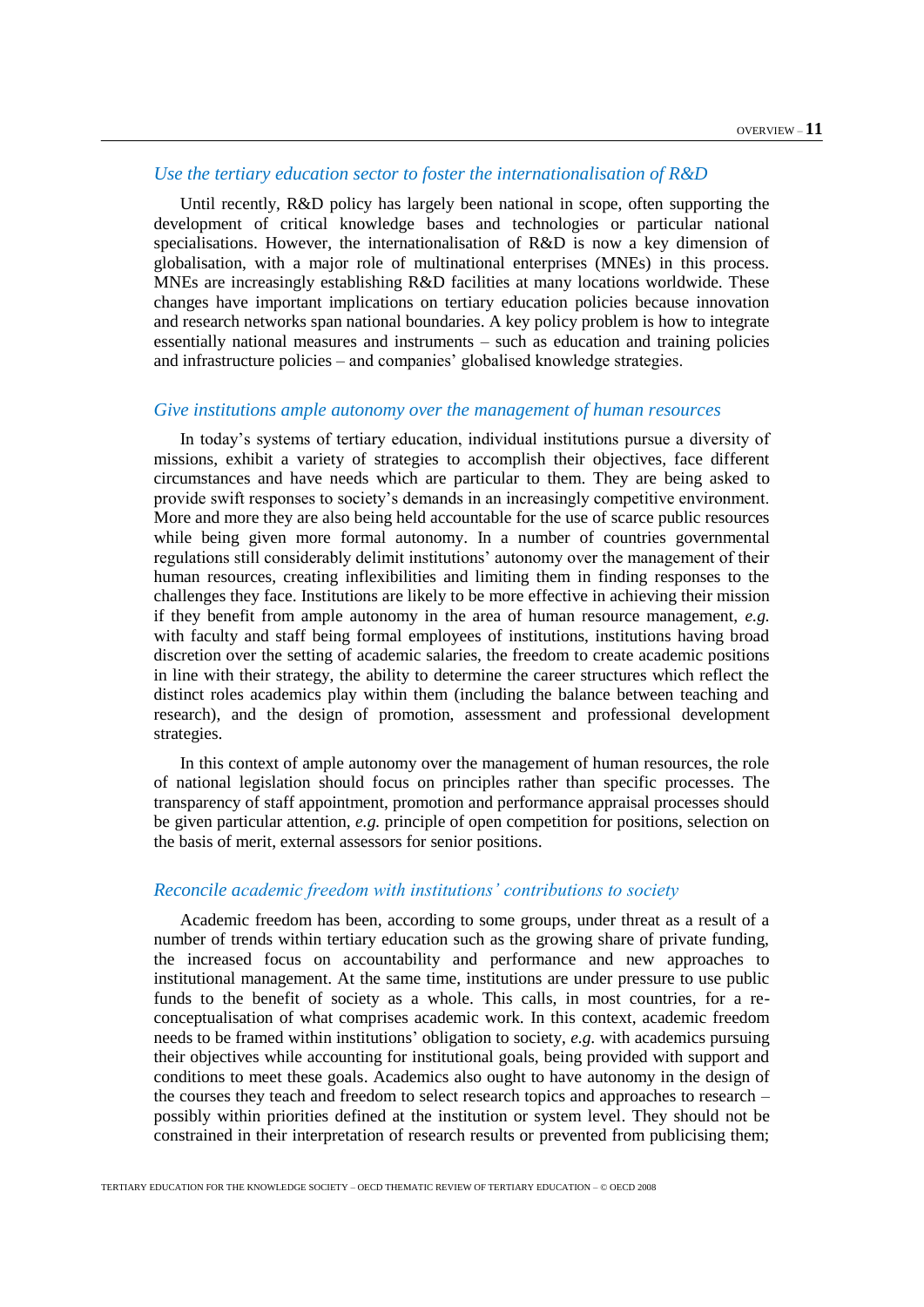### *Use the tertiary education sector to foster the internationalisation of R&D*

Until recently, R&D policy has largely been national in scope, often supporting the development of critical knowledge bases and technologies or particular national specialisations. However, the internationalisation of R&D is now a key dimension of globalisation, with a major role of multinational enterprises (MNEs) in this process. MNEs are increasingly establishing R&D facilities at many locations worldwide. These changes have important implications on tertiary education policies because innovation and research networks span national boundaries. A key policy problem is how to integrate essentially national measures and instruments – such as education and training policies and infrastructure policies – and companies' globalised knowledge strategies.

### *Give institutions ample autonomy over the management of human resources*

In today's systems of tertiary education, individual institutions pursue a diversity of missions, exhibit a variety of strategies to accomplish their objectives, face different circumstances and have needs which are particular to them. They are being asked to provide swift responses to society's demands in an increasingly competitive environment. More and more they are also being held accountable for the use of scarce public resources while being given more formal autonomy. In a number of countries governmental regulations still considerably delimit institutions' autonomy over the management of their human resources, creating inflexibilities and limiting them in finding responses to the challenges they face. Institutions are likely to be more effective in achieving their mission if they benefit from ample autonomy in the area of human resource management, *e.g.* with faculty and staff being formal employees of institutions, institutions having broad discretion over the setting of academic salaries, the freedom to create academic positions in line with their strategy, the ability to determine the career structures which reflect the distinct roles academics play within them (including the balance between teaching and research), and the design of promotion, assessment and professional development strategies.

In this context of ample autonomy over the management of human resources, the role of national legislation should focus on principles rather than specific processes. The transparency of staff appointment, promotion and performance appraisal processes should be given particular attention, *e.g.* principle of open competition for positions, selection on the basis of merit, external assessors for senior positions.

### *Reconcile academic freedom with institutions' contributions to society*

Academic freedom has been, according to some groups, under threat as a result of a number of trends within tertiary education such as the growing share of private funding, the increased focus on accountability and performance and new approaches to institutional management. At the same time, institutions are under pressure to use public funds to the benefit of society as a whole. This calls, in most countries, for a re-conceptualisation of what comprises academic work. In this context, academic freedom needs to be framed within institutions' obligation to society, *e.g.* with academics pursuing their objectives while accounting for institutional goals, being provided with support and conditions to meet these goals. Academics also ought to have autonomy in the design of the courses they teach and freedom to select research topics and approaches to research – possibly within priorities defined at the institution or system level. They should not be constrained in their interpretation of research results or prevented from publicising them;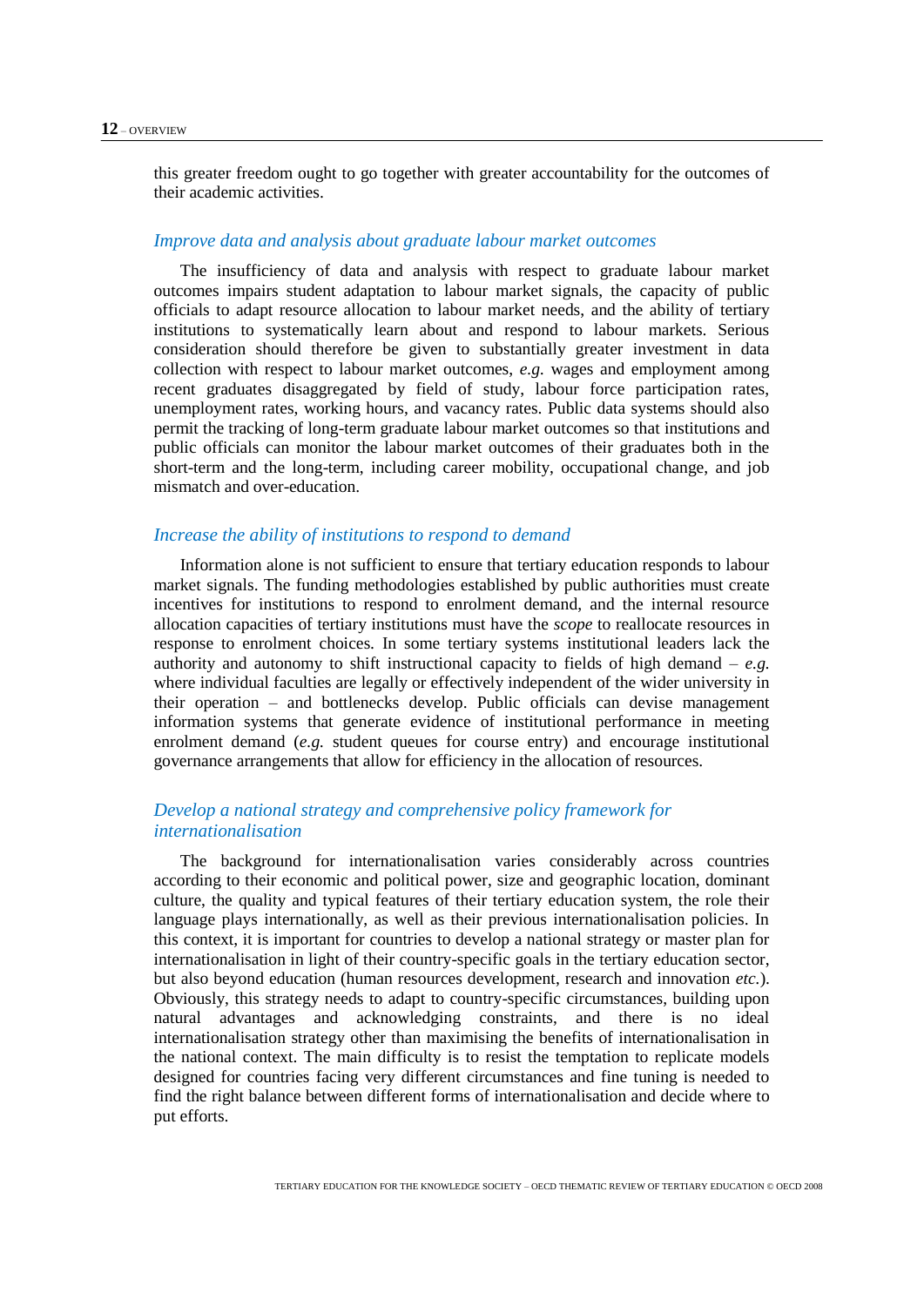this greater freedom ought to go together with greater accountability for the outcomes of their academic activities.

### *Improve data and analysis about graduate labour market outcomes*

The insufficiency of data and analysis with respect to graduate labour market outcomes impairs student adaptation to labour market signals, the capacity of public officials to adapt resource allocation to labour market needs, and the ability of tertiary institutions to systematically learn about and respond to labour markets. Serious consideration should therefore be given to substantially greater investment in data collection with respect to labour market outcomes, *e.g.* wages and employment among recent graduates disaggregated by field of study, labour force participation rates, unemployment rates, working hours, and vacancy rates. Public data systems should also permit the tracking of long-term graduate labour market outcomes so that institutions and public officials can monitor the labour market outcomes of their graduates both in the short-term and the long-term, including career mobility, occupational change, and job mismatch and over-education.

### *Increase the ability of institutions to respond to demand*

Information alone is not sufficient to ensure that tertiary education responds to labour market signals. The funding methodologies established by public authorities must create incentives for institutions to respond to enrolment demand, and the internal resource allocation capacities of tertiary institutions must have the *scope* to reallocate resources in response to enrolment choices. In some tertiary systems institutional leaders lack the authority and autonomy to shift instructional capacity to fields of high demand – *e.g.* where individual faculties are legally or effectively independent of the wider university in their operation – and bottlenecks develop. Public officials can devise management information systems that generate evidence of institutional performance in meeting enrolment demand (*e.g.* student queues for course entry) and encourage institutional governance arrangements that allow for efficiency in the allocation of resources.

### *Develop a national strategy and comprehensive policy framework for internationalisation*

The background for internationalisation varies considerably across countries according to their economic and political power, size and geographic location, dominant culture, the quality and typical features of their tertiary education system, the role their language plays internationally, as well as their previous internationalisation policies. In this context, it is important for countries to develop a national strategy or master plan for internationalisation in light of their country-specific goals in the tertiary education sector, but also beyond education (human resources development, research and innovation *etc.*). Obviously, this strategy needs to adapt to country-specific circumstances, building upon natural advantages and acknowledging constraints, and there is no ideal internationalisation strategy other than maximising the benefits of internationalisation in the national context. The main difficulty is to resist the temptation to replicate models designed for countries facing very different circumstances and fine tuning is needed to find the right balance between different forms of internationalisation and decide where to put efforts.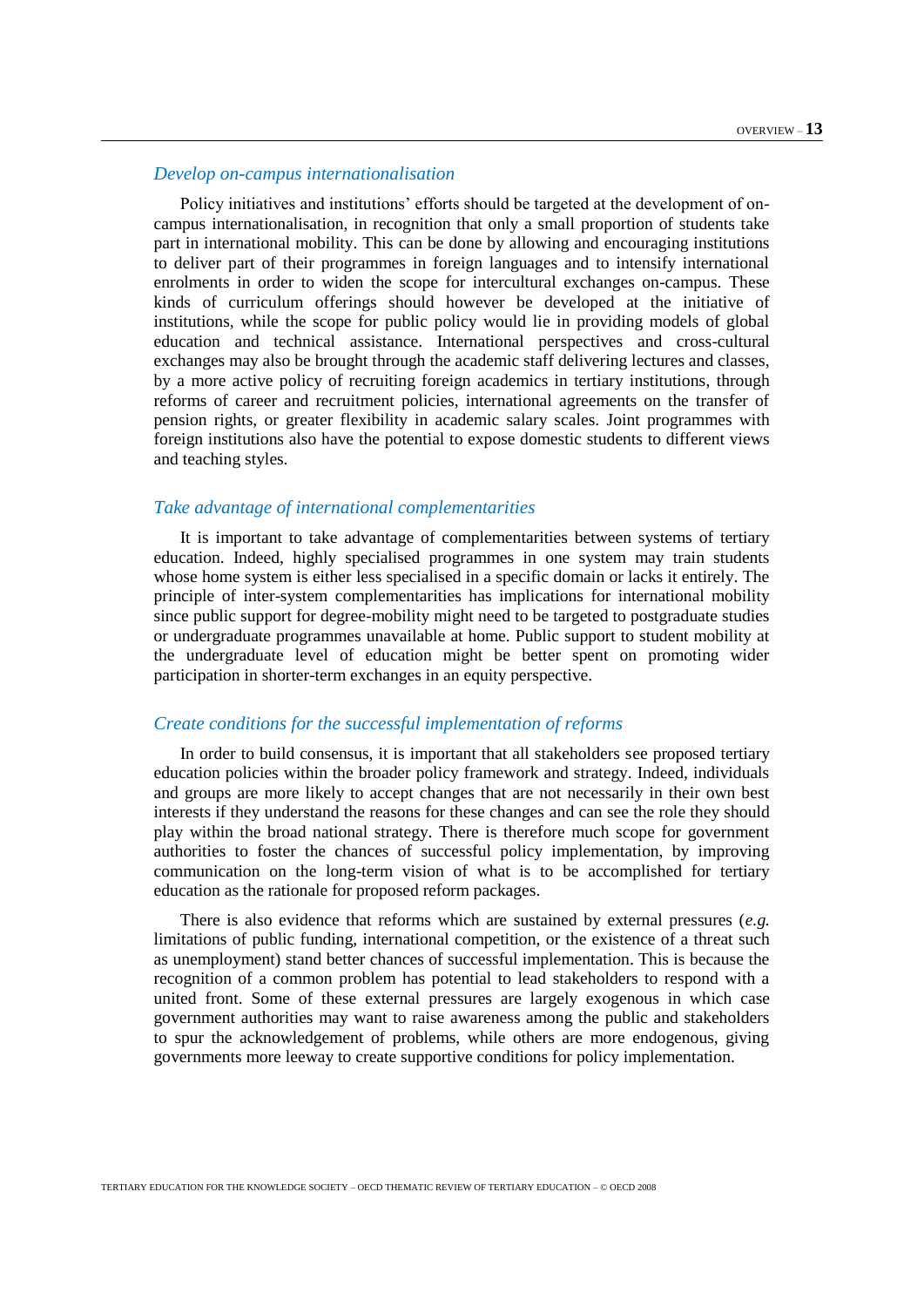### *Develop on-campus internationalisation*

Policy initiatives and institutions' efforts should be targeted at the development of on-campus internationalisation, in recognition that only a small proportion of students take part in international mobility. This can be done by allowing and encouraging institutions to deliver part of their programmes in foreign languages and to intensify international enrolments in order to widen the scope for intercultural exchanges on-campus. These kinds of curriculum offerings should however be developed at the initiative of institutions, while the scope for public policy would lie in providing models of global education and technical assistance. International perspectives and cross-cultural exchanges may also be brought through the academic staff delivering lectures and classes, by a more active policy of recruiting foreign academics in tertiary institutions, through reforms of career and recruitment policies, international agreements on the transfer of pension rights, or greater flexibility in academic salary scales. Joint programmes with foreign institutions also have the potential to expose domestic students to different views and teaching styles.

### *Take advantage of international complementarities*

It is important to take advantage of complementarities between systems of tertiary education. Indeed, highly specialised programmes in one system may train students whose home system is either less specialised in a specific domain or lacks it entirely. The principle of inter-system complementarities has implications for international mobility since public support for degree-mobility might need to be targeted to postgraduate studies or undergraduate programmes unavailable at home. Public support to student mobility at the undergraduate level of education might be better spent on promoting wider participation in shorter-term exchanges in an equity perspective.

### *Create conditions for the successful implementation of reforms*

In order to build consensus, it is important that all stakeholders see proposed tertiary education policies within the broader policy framework and strategy. Indeed, individuals and groups are more likely to accept changes that are not necessarily in their own best interests if they understand the reasons for these changes and can see the role they should play within the broad national strategy. There is therefore much scope for government authorities to foster the chances of successful policy implementation, by improving communication on the long-term vision of what is to be accomplished for tertiary education as the rationale for proposed reform packages.

There is also evidence that reforms which are sustained by external pressures (*e.g.* limitations of public funding, international competition, or the existence of a threat such as unemployment) stand better chances of successful implementation. This is because the recognition of a common problem has potential to lead stakeholders to respond with a united front. Some of these external pressures are largely exogenous in which case government authorities may want to raise awareness among the public and stakeholders to spur the acknowledgement of problems, while others are more endogenous, giving governments more leeway to create supportive conditions for policy implementation.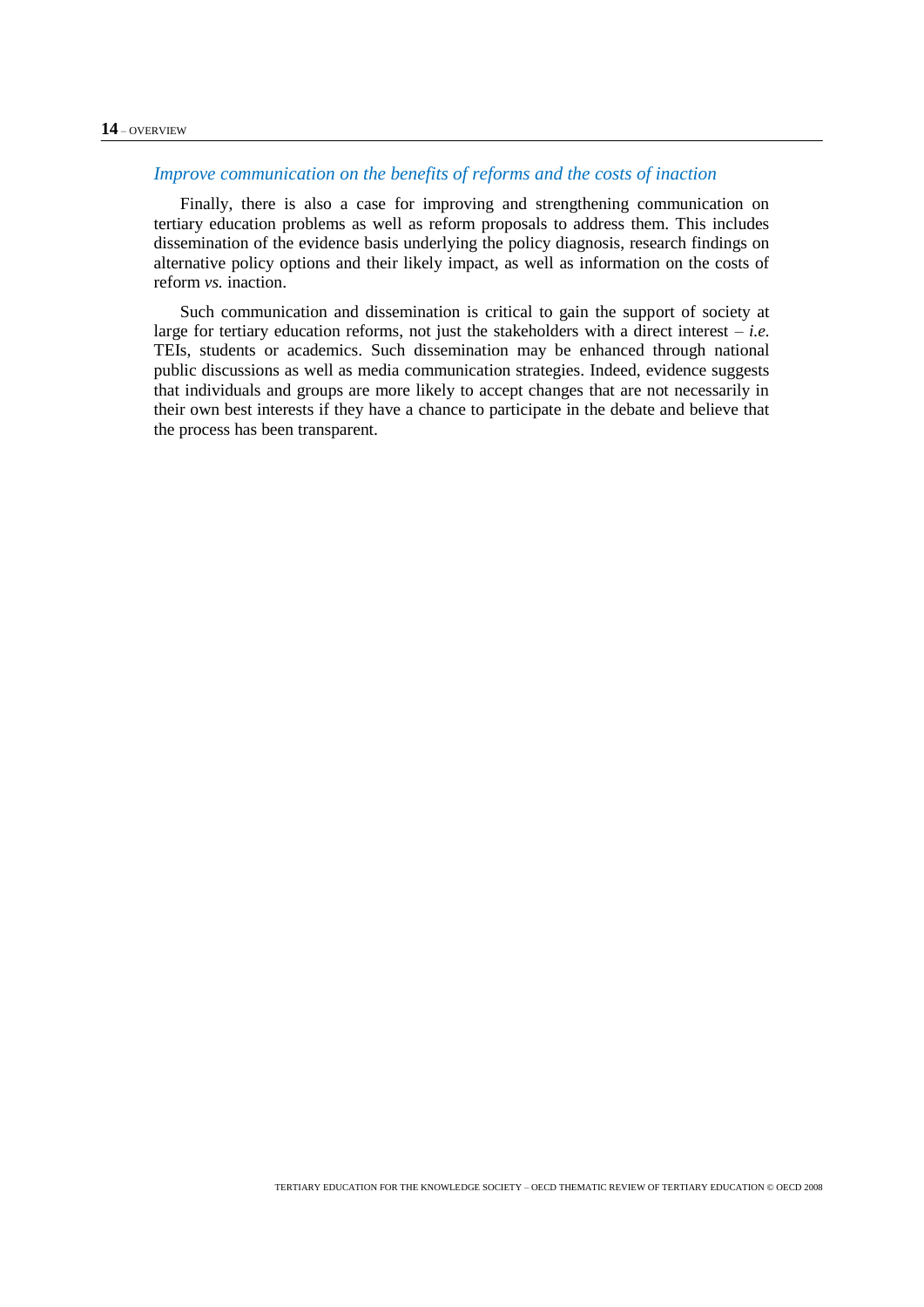### *Improve communication on the benefits of reforms and the costs of inaction*

Finally, there is also a case for improving and strengthening communication on tertiary education problems as well as reform proposals to address them. This includes dissemination of the evidence basis underlying the policy diagnosis, research findings on alternative policy options and their likely impact, as well as information on the costs of reform *vs.* inaction.

Such communication and dissemination is critical to gain the support of society at large for tertiary education reforms, not just the stakeholders with a direct interest – *i.e.* TEIs, students or academics. Such dissemination may be enhanced through national public discussions as well as media communication strategies. Indeed, evidence suggests that individuals and groups are more likely to accept changes that are not necessarily in their own best interests if they have a chance to participate in the debate and believe that the process has been transparent.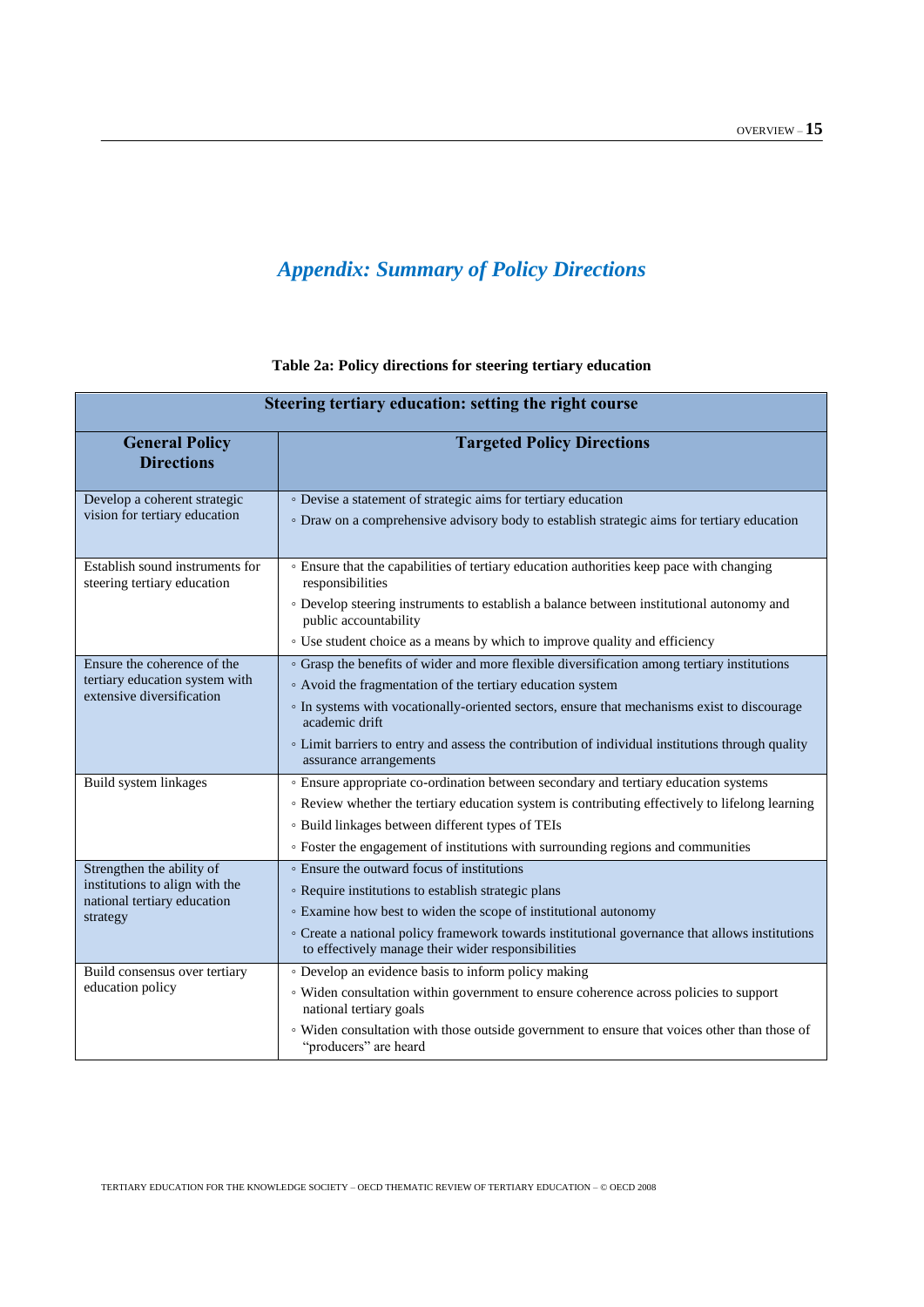# *Appendix: Summary of Policy Directions*

**Table 2a: Policy directions for steering tertiary education**

| **Steering tertiary education: setting the right course** | |
|---|---|
| **General Policy Directions** | **Targeted Policy Directions** |
| Develop a coherent strategic vision for tertiary education | ◦ Devise a statement of strategic aims for tertiary education<br>◦ Draw on a comprehensive advisory body to establish strategic aims for tertiary education |
| Establish sound instruments for steering tertiary education | ◦ Ensure that the capabilities of tertiary education authorities keep pace with changing responsibilities<br>◦ Develop steering instruments to establish a balance between institutional autonomy and public accountability<br>◦ Use student choice as a means by which to improve quality and efficiency |
| Ensure the coherence of the tertiary education system with extensive diversification | ◦ Grasp the benefits of wider and more flexible diversification among tertiary institutions<br>◦ Avoid the fragmentation of the tertiary education system<br>◦ In systems with vocationally-oriented sectors, ensure that mechanisms exist to discourage academic drift<br>◦ Limit barriers to entry and assess the contribution of individual institutions through quality assurance arrangements |
| Build system linkages | ◦ Ensure appropriate co-ordination between secondary and tertiary education systems<br>◦ Review whether the tertiary education system is contributing effectively to lifelong learning<br>◦ Build linkages between different types of TEIs<br>◦ Foster the engagement of institutions with surrounding regions and communities |
| Strengthen the ability of institutions to align with the national tertiary education strategy | ◦ Ensure the outward focus of institutions<br>◦ Require institutions to establish strategic plans<br>◦ Examine how best to widen the scope of institutional autonomy<br>◦ Create a national policy framework towards institutional governance that allows institutions to effectively manage their wider responsibilities |
| Build consensus over tertiary education policy | ◦ Develop an evidence basis to inform policy making<br>◦ Widen consultation within government to ensure coherence across policies to support national tertiary goals<br>◦ Widen consultation with those outside government to ensure that voices other than those of "producers" are heard |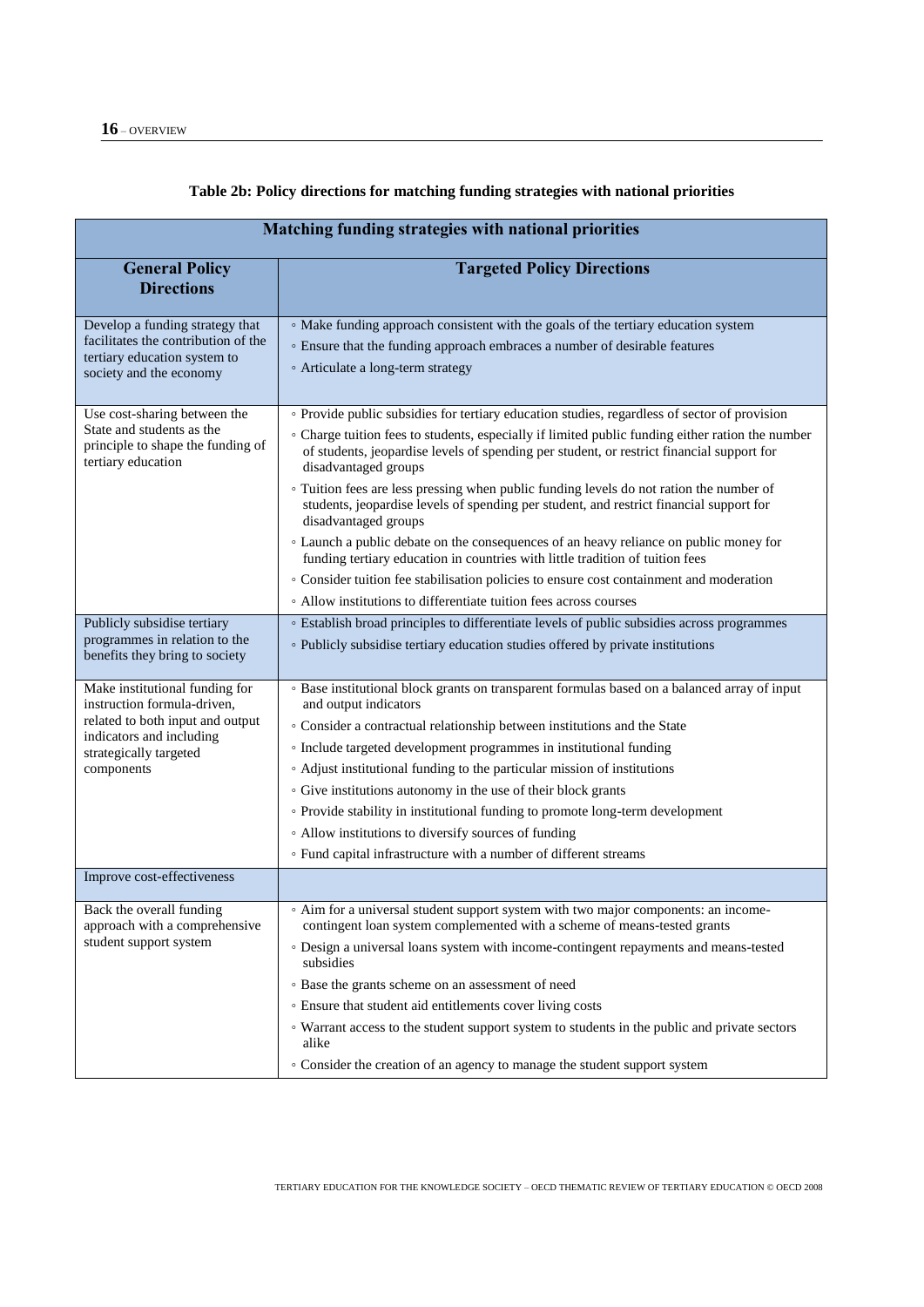**Table 2b: Policy directions for matching funding strategies with national priorities**

| Matching funding strategies with national priorities | |
|---|---|
| **General Policy Directions** | **Targeted Policy Directions** |
| Develop a funding strategy that facilitates the contribution of the tertiary education system to society and the economy | ◦ Make funding approach consistent with the goals of the tertiary education system<br>◦ Ensure that the funding approach embraces a number of desirable features<br>◦ Articulate a long-term strategy |
| Use cost-sharing between the State and students as the principle to shape the funding of tertiary education | ◦ Provide public subsidies for tertiary education studies, regardless of sector of provision<br>◦ Charge tuition fees to students, especially if limited public funding either ration the number of students, jeopardise levels of spending per student, or restrict financial support for disadvantaged groups<br>◦ Tuition fees are less pressing when public funding levels do not ration the number of students, jeopardise levels of spending per student, and restrict financial support for disadvantaged groups<br>◦ Launch a public debate on the consequences of an heavy reliance on public money for funding tertiary education in countries with little tradition of tuition fees<br>◦ Consider tuition fee stabilisation policies to ensure cost containment and moderation<br>◦ Allow institutions to differentiate tuition fees across courses |
| Publicly subsidise tertiary programmes in relation to the benefits they bring to society | ◦ Establish broad principles to differentiate levels of public subsidies across programmes<br>◦ Publicly subsidise tertiary education studies offered by private institutions |
| Make institutional funding for instruction formula-driven, related to both input and output indicators and including strategically targeted components | ◦ Base institutional block grants on transparent formulas based on a balanced array of input and output indicators<br>◦ Consider a contractual relationship between institutions and the State<br>◦ Include targeted development programmes in institutional funding<br>◦ Adjust institutional funding to the particular mission of institutions<br>◦ Give institutions autonomy in the use of their block grants<br>◦ Provide stability in institutional funding to promote long-term development<br>◦ Allow institutions to diversify sources of funding<br>◦ Fund capital infrastructure with a number of different streams |
| Improve cost-effectiveness | |
| Back the overall funding approach with a comprehensive student support system | ◦ Aim for a universal student support system with two major components: an income-contingent loan system complemented with a scheme of means-tested grants<br>◦ Design a universal loans system with income-contingent repayments and means-tested subsidies<br>◦ Base the grants scheme on an assessment of need<br>◦ Ensure that student aid entitlements cover living costs<br>◦ Warrant access to the student support system to students in the public and private sectors alike<br>◦ Consider the creation of an agency to manage the student support system |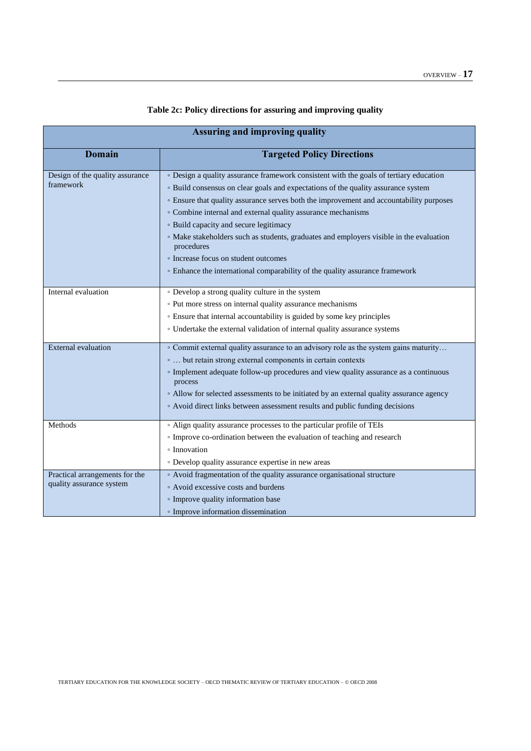**Table 2c: Policy directions for assuring and improving quality**

| Assuring and improving quality | |
|---|---|
| **Domain** | **Targeted Policy Directions** |
| Design of the quality assurance framework | ◦ Design a quality assurance framework consistent with the goals of tertiary education<br>◦ Build consensus on clear goals and expectations of the quality assurance system<br>◦ Ensure that quality assurance serves both the improvement and accountability purposes<br>◦ Combine internal and external quality assurance mechanisms<br>◦ Build capacity and secure legitimacy<br>◦ Make stakeholders such as students, graduates and employers visible in the evaluation procedures<br>◦ Increase focus on student outcomes<br>◦ Enhance the international comparability of the quality assurance framework |
| Internal evaluation | ◦ Develop a strong quality culture in the system<br>◦ Put more stress on internal quality assurance mechanisms<br>◦ Ensure that internal accountability is guided by some key principles<br>◦ Undertake the external validation of internal quality assurance systems |
| External evaluation | ◦ Commit external quality assurance to an advisory role as the system gains maturity…<br>◦ … but retain strong external components in certain contexts<br>◦ Implement adequate follow-up procedures and view quality assurance as a continuous process<br>◦ Allow for selected assessments to be initiated by an external quality assurance agency<br>◦ Avoid direct links between assessment results and public funding decisions |
| Methods | ◦ Align quality assurance processes to the particular profile of TEIs<br>◦ Improve co-ordination between the evaluation of teaching and research<br>◦ Innovation<br>◦ Develop quality assurance expertise in new areas |
| Practical arrangements for the quality assurance system | ◦ Avoid fragmentation of the quality assurance organisational structure<br>◦ Avoid excessive costs and burdens<br>◦ Improve quality information base<br>◦ Improve information dissemination |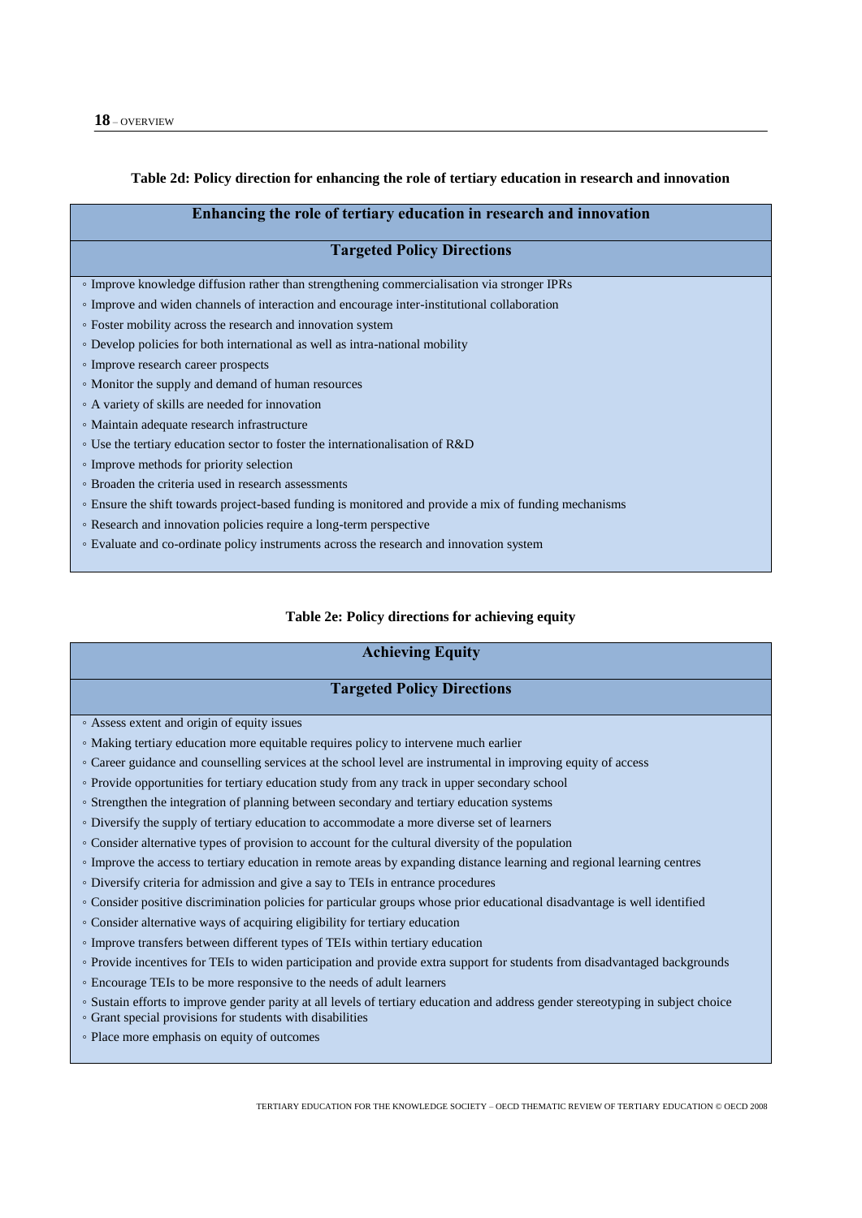**Table 2d: Policy direction for enhancing the role of tertiary education in research and innovation**

| Enhancing the role of tertiary education in research and innovation |
|---|
| **Targeted Policy Directions** |
| ◦ Improve knowledge diffusion rather than strengthening commercialisation via stronger IPRs<br>◦ Improve and widen channels of interaction and encourage inter-institutional collaboration<br>◦ Foster mobility across the research and innovation system<br>◦ Develop policies for both international as well as intra-national mobility<br>◦ Improve research career prospects<br>◦ Monitor the supply and demand of human resources<br>◦ A variety of skills are needed for innovation<br>◦ Maintain adequate research infrastructure<br>◦ Use the tertiary education sector to foster the internationalisation of R&D<br>◦ Improve methods for priority selection<br>◦ Broaden the criteria used in research assessments<br>◦ Ensure the shift towards project-based funding is monitored and provide a mix of funding mechanisms<br>◦ Research and innovation policies require a long-term perspective<br>◦ Evaluate and co-ordinate policy instruments across the research and innovation system |

**Table 2e: Policy directions for achieving equity**

| Achieving Equity |
|---|
| **Targeted Policy Directions** |
| ◦ Assess extent and origin of equity issues<br>◦ Making tertiary education more equitable requires policy to intervene much earlier<br>◦ Career guidance and counselling services at the school level are instrumental in improving equity of access<br>◦ Provide opportunities for tertiary education study from any track in upper secondary school<br>◦ Strengthen the integration of planning between secondary and tertiary education systems<br>◦ Diversify the supply of tertiary education to accommodate a more diverse set of learners<br>◦ Consider alternative types of provision to account for the cultural diversity of the population<br>◦ Improve the access to tertiary education in remote areas by expanding distance learning and regional learning centres<br>◦ Diversify criteria for admission and give a say to TEIs in entrance procedures<br>◦ Consider positive discrimination policies for particular groups whose prior educational disadvantage is well identified<br>◦ Consider alternative ways of acquiring eligibility for tertiary education<br>◦ Improve transfers between different types of TEIs within tertiary education<br>◦ Provide incentives for TEIs to widen participation and provide extra support for students from disadvantaged backgrounds<br>◦ Encourage TEIs to be more responsive to the needs of adult learners<br>◦ Sustain efforts to improve gender parity at all levels of tertiary education and address gender stereotyping in subject choice<br>◦ Grant special provisions for students with disabilities<br>◦ Place more emphasis on equity of outcomes |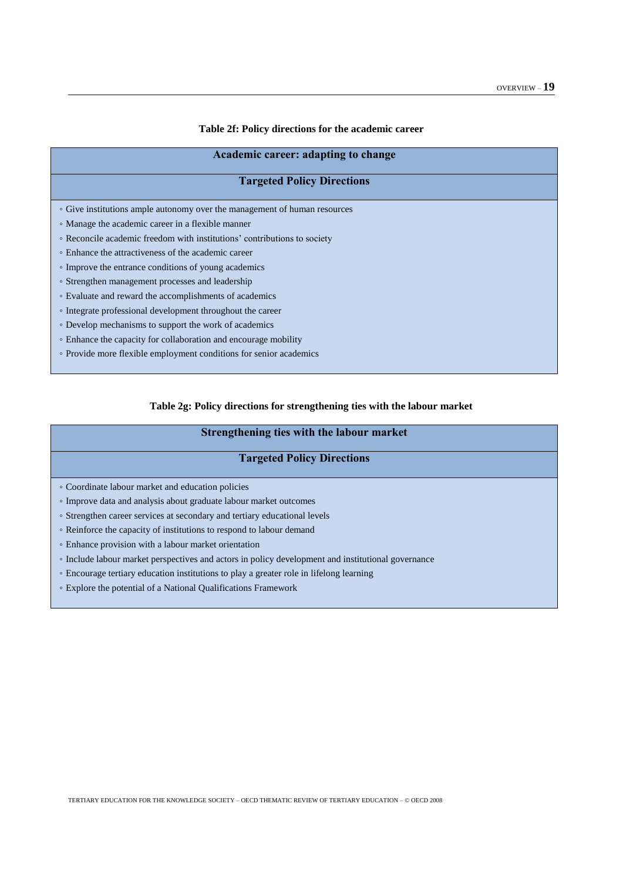**Table 2f: Policy directions for the academic career**

| Academic career: adapting to change |
|---|
| **Targeted Policy Directions** |
| ◦ Give institutions ample autonomy over the management of human resources<br>◦ Manage the academic career in a flexible manner<br>◦ Reconcile academic freedom with institutions' contributions to society<br>◦ Enhance the attractiveness of the academic career<br>◦ Improve the entrance conditions of young academics<br>◦ Strengthen management processes and leadership<br>◦ Evaluate and reward the accomplishments of academics<br>◦ Integrate professional development throughout the career<br>◦ Develop mechanisms to support the work of academics<br>◦ Enhance the capacity for collaboration and encourage mobility<br>◦ Provide more flexible employment conditions for senior academics |

**Table 2g: Policy directions for strengthening ties with the labour market**

| Strengthening ties with the labour market |
|---|
| **Targeted Policy Directions** |
| ◦ Coordinate labour market and education policies<br>◦ Improve data and analysis about graduate labour market outcomes<br>◦ Strengthen career services at secondary and tertiary educational levels<br>◦ Reinforce the capacity of institutions to respond to labour demand<br>◦ Enhance provision with a labour market orientation<br>◦ Include labour market perspectives and actors in policy development and institutional governance<br>◦ Encourage tertiary education institutions to play a greater role in lifelong learning<br>◦ Explore the potential of a National Qualifications Framework |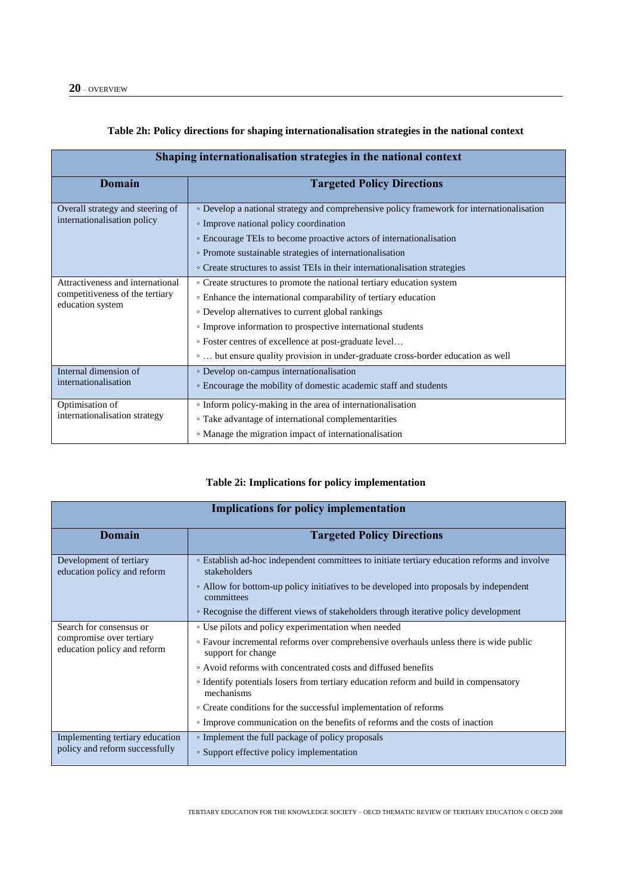**Table 2h: Policy directions for shaping internationalisation strategies in the national context**

| Shaping internationalisation strategies in the national context | |
|---|---|
| **Domain** | **Targeted Policy Directions** |
| Overall strategy and steering of internationalisation policy | ◦ Develop a national strategy and comprehensive policy framework for internationalisation<br>◦ Improve national policy coordination<br>◦ Encourage TEIs to become proactive actors of internationalisation<br>◦ Promote sustainable strategies of internationalisation<br>◦ Create structures to assist TEIs in their internationalisation strategies |
| Attractiveness and international competitiveness of the tertiary education system | ◦ Create structures to promote the national tertiary education system<br>◦ Enhance the international comparability of tertiary education<br>◦ Develop alternatives to current global rankings<br>◦ Improve information to prospective international students<br>◦ Foster centres of excellence at post-graduate level…<br>◦ … but ensure quality provision in under-graduate cross-border education as well |
| Internal dimension of internationalisation | ◦ Develop on-campus internationalisation<br>◦ Encourage the mobility of domestic academic staff and students |
| Optimisation of internationalisation strategy | ◦ Inform policy-making in the area of internationalisation<br>◦ Take advantage of international complementarities<br>◦ Manage the migration impact of internationalisation |

**Table 2i: Implications for policy implementation**

| Implications for policy implementation | |
|---|---|
| **Domain** | **Targeted Policy Directions** |
| Development of tertiary education policy and reform | ◦ Establish ad-hoc independent committees to initiate tertiary education reforms and involve stakeholders<br>◦ Allow for bottom-up policy initiatives to be developed into proposals by independent committees<br>◦ Recognise the different views of stakeholders through iterative policy development |
| Search for consensus or compromise over tertiary education policy and reform | ◦ Use pilots and policy experimentation when needed<br>◦ Favour incremental reforms over comprehensive overhauls unless there is wide public support for change<br>◦ Avoid reforms with concentrated costs and diffused benefits<br>◦ Identify potentials losers from tertiary education reform and build in compensatory mechanisms<br>◦ Create conditions for the successful implementation of reforms<br>◦ Improve communication on the benefits of reforms and the costs of inaction |
| Implementing tertiary education policy and reform successfully | ◦ Implement the full package of policy proposals<br>◦ Support effective policy implementation |